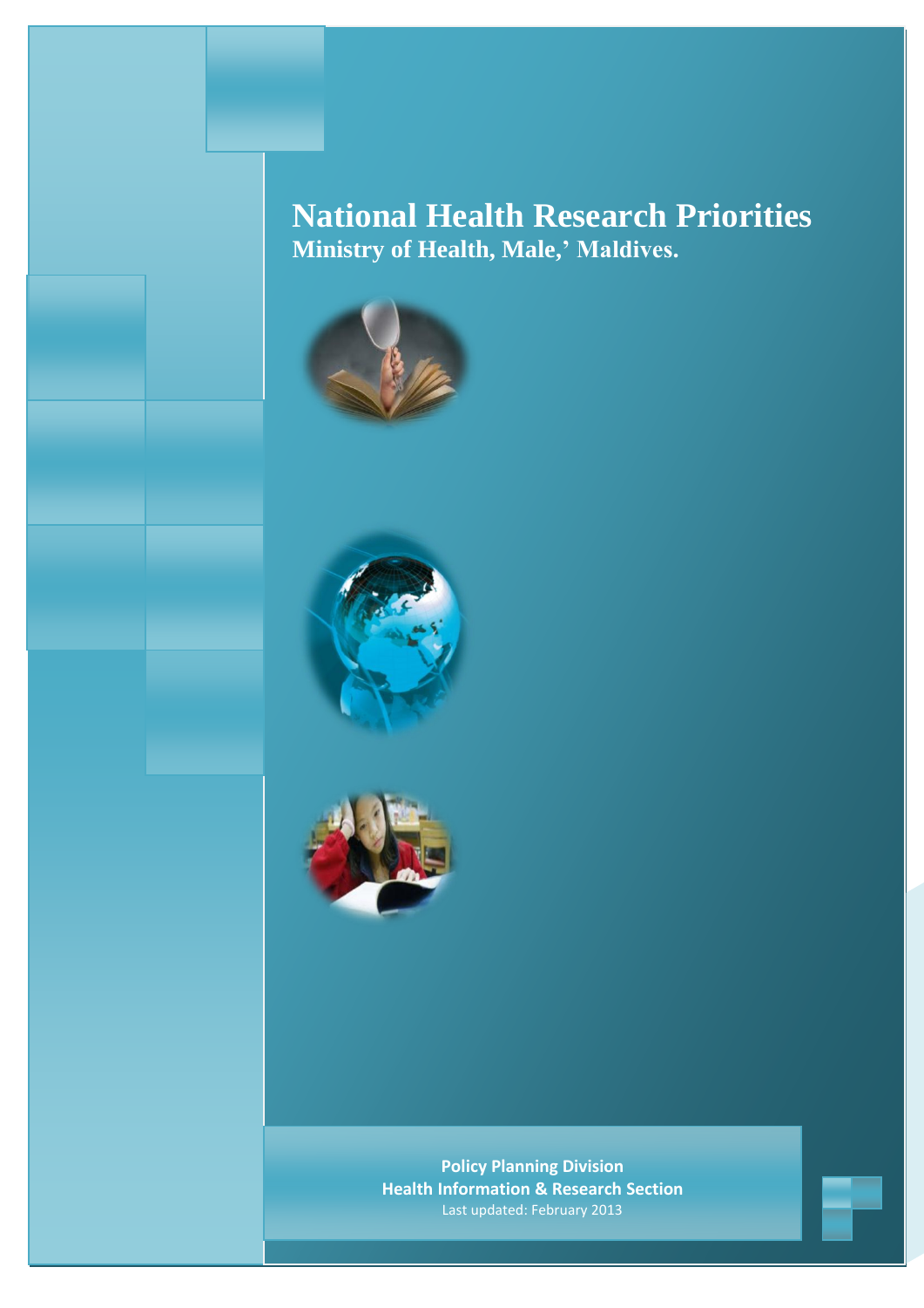# National Health Research Priorities

**Ministry of Health, Male,' Maldives.**

**Policy Planning Division**

**Health Information & Research Section**

Last updated: February 2013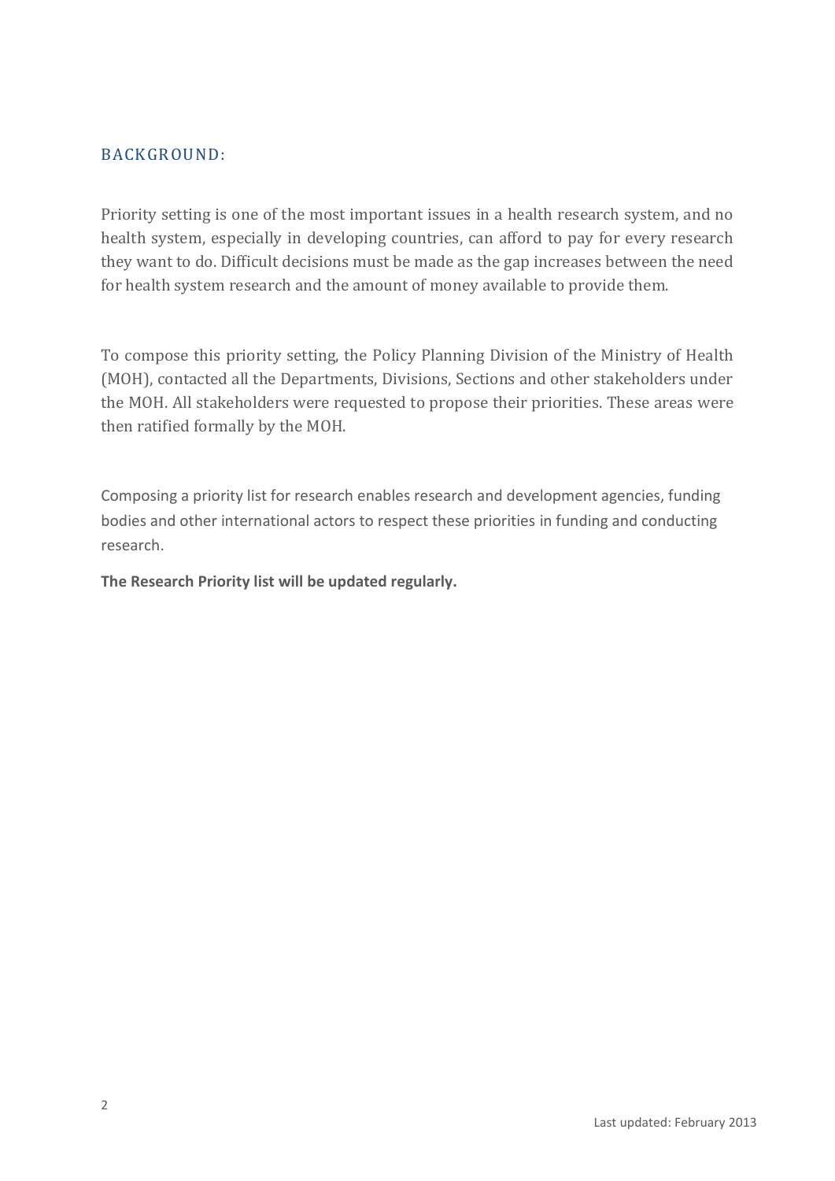## BACKGROUND:

Priority setting is one of the most important issues in a health research system, and no health system, especially in developing countries, can afford to pay for every research they want to do. Difficult decisions must be made as the gap increases between the need for health system research and the amount of money available to provide them.

To compose this priority setting, the Policy Planning Division of the Ministry of Health (MOH), contacted all the Departments, Divisions, Sections and other stakeholders under the MOH. All stakeholders were requested to propose their priorities. These areas were then ratified formally by the MOH.

Composing a priority list for research enables research and development agencies, funding bodies and other international actors to respect these priorities in funding and conducting research.

**The Research Priority list will be updated regularly.**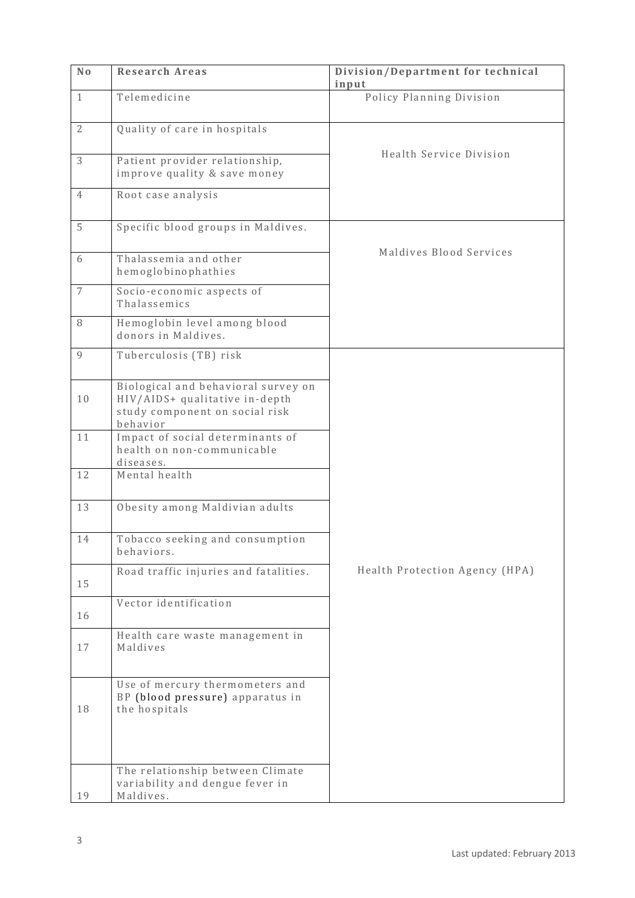| No | Research Areas | Division/Department for technical input |
| --- | --- | --- |
| 1 | Telemedicine | Policy Planning Division |
| 2 | Quality of care in hospitals | Health Service Division |
| 3 | Patient provider relationship, improve quality & save money | |
| 4 | Root case analysis | |
| 5 | Specific blood groups in Maldives. | Maldives Blood Services |
| 6 | Thalassemia and other hemoglobinophathies | |
| 7 | Socio-economic aspects of Thalassemics | |
| 8 | Hemoglobin level among blood donors in Maldives. | |
| 9 | Tuberculosis (TB) risk | Health Protection Agency (HPA) |
| 10 | Biological and behavioral survey on HIV/AIDS+ qualitative in-depth study component on social risk behavior | |
| 11 | Impact of social determinants of health on non-communicable diseases. | |
| 12 | Mental health | |
| 13 | Obesity among Maldivian adults | |
| 14 | Tobacco seeking and consumption behaviors. | |
| 15 | Road traffic injuries and fatalities. | |
| 16 | Vector identification | |
| 17 | Health care waste management in Maldives | |
| 18 | Use of mercury thermometers and BP (blood pressure) apparatus in the hospitals | |
| 19 | The relationship between Climate variability and dengue fever in Maldives. | |

Last updated: February 2013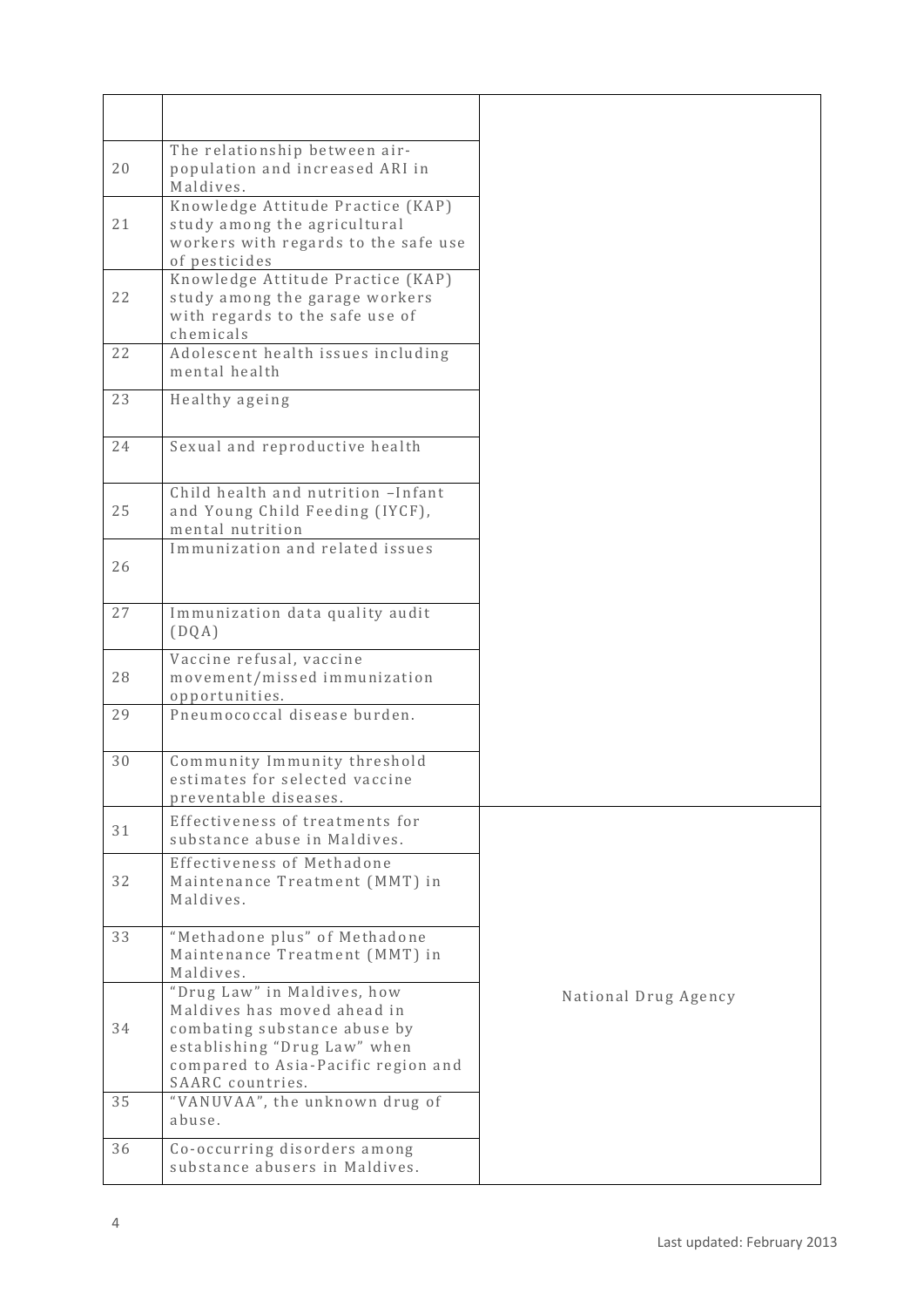| | | |
|---|---|---|
| 20 | The relationship between air-population and increased ARI in Maldives. | |
| 21 | Knowledge Attitude Practice (KAP) study among the agricultural workers with regards to the safe use of pesticides | |
| 22 | Knowledge Attitude Practice (KAP) study among the garage workers with regards to the safe use of chemicals | |
| 22 | Adolescent health issues including mental health | |
| 23 | Healthy ageing | |
| 24 | Sexual and reproductive health | |
| 25 | Child health and nutrition –Infant and Young Child Feeding (IYCF), mental nutrition | |
| 26 | Immunization and related issues | |
| 27 | Immunization data quality audit (DQA) | |
| 28 | Vaccine refusal, vaccine movement/missed immunization opportunities. | |
| 29 | Pneumococcal disease burden. | |
| 30 | Community Immunity threshold estimates for selected vaccine preventable diseases. | |
| 31 | Effectiveness of treatments for substance abuse in Maldives. | National Drug Agency |
| 32 | Effectiveness of Methadone Maintenance Treatment (MMT) in Maldives. | |
| 33 | "Methadone plus" of Methadone Maintenance Treatment (MMT) in Maldives. | |
| 34 | "Drug Law" in Maldives, how Maldives has moved ahead in combating substance abuse by establishing "Drug Law" when compared to Asia-Pacific region and SAARC countries. | |
| 35 | "VANUVAA", the unknown drug of abuse. | |
| 36 | Co-occurring disorders among substance abusers in Maldives. | |

Last updated: February 2013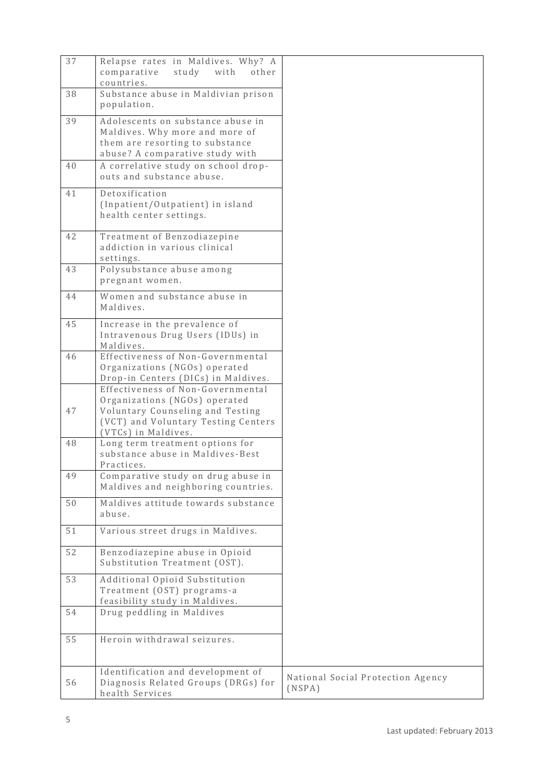| | | |
|---|---|---|
| 37 | Relapse rates in Maldives. Why? A comparative study with other countries. | |
| 38 | Substance abuse in Maldivian prison population. | |
| 39 | Adolescents on substance abuse in Maldives. Why more and more of them are resorting to substance abuse? A comparative study with | |
| 40 | A correlative study on school drop-outs and substance abuse. | |
| 41 | Detoxification (Inpatient/Outpatient) in island health center settings. | |
| 42 | Treatment of Benzodiazepine addiction in various clinical settings. | |
| 43 | Polysubstance abuse among pregnant women. | |
| 44 | Women and substance abuse in Maldives. | |
| 45 | Increase in the prevalence of Intravenous Drug Users (IDUs) in Maldives. | |
| 46 | Effectiveness of Non-Governmental Organizations (NGOs) operated Drop-in Centers (DICs) in Maldives. | |
| 47 | Effectiveness of Non-Governmental Organizations (NGOs) operated Voluntary Counseling and Testing (VCT) and Voluntary Testing Centers (VTCs) in Maldives. | |
| 48 | Long term treatment options for substance abuse in Maldives-Best Practices. | |
| 49 | Comparative study on drug abuse in Maldives and neighboring countries. | |
| 50 | Maldives attitude towards substance abuse. | |
| 51 | Various street drugs in Maldives. | |
| 52 | Benzodiazepine abuse in Opioid Substitution Treatment (OST). | |
| 53 | Additional Opioid Substitution Treatment (OST) programs-a feasibility study in Maldives. | |
| 54 | Drug peddling in Maldives | |
| 55 | Heroin withdrawal seizures. | |
| 56 | Identification and development of Diagnosis Related Groups (DRGs) for health Services | National Social Protection Agency (NSPA) |

Last updated: February 2013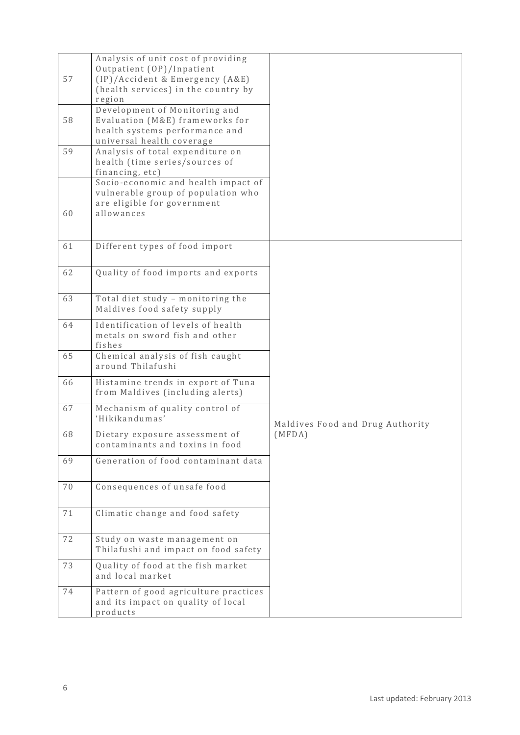| | | |
|---|---|---|
| 57 | Analysis of unit cost of providing Outpatient (OP)/Inpatient (IP)/Accident & Emergency (A&E) (health services) in the country by region | |
| 58 | Development of Monitoring and Evaluation (M&E) frameworks for health systems performance and universal health coverage | |
| 59 | Analysis of total expenditure on health (time series/sources of financing, etc) | |
| 60 | Socio-economic and health impact of vulnerable group of population who are eligible for government allowances | |
| 61 | Different types of food import | Maldives Food and Drug Authority (MFDA) |
| 62 | Quality of food imports and exports | |
| 63 | Total diet study – monitoring the Maldives food safety supply | |
| 64 | Identification of levels of health metals on sword fish and other fishes | |
| 65 | Chemical analysis of fish caught around Thilafushi | |
| 66 | Histamine trends in export of Tuna from Maldives (including alerts) | |
| 67 | Mechanism of quality control of 'Hikikandumas' | |
| 68 | Dietary exposure assessment of contaminants and toxins in food | |
| 69 | Generation of food contaminant data | |
| 70 | Consequences of unsafe food | |
| 71 | Climatic change and food safety | |
| 72 | Study on waste management on Thilafushi and impact on food safety | |
| 73 | Quality of food at the fish market and local market | |
| 74 | Pattern of good agriculture practices and its impact on quality of local products | |

Last updated: February 2013